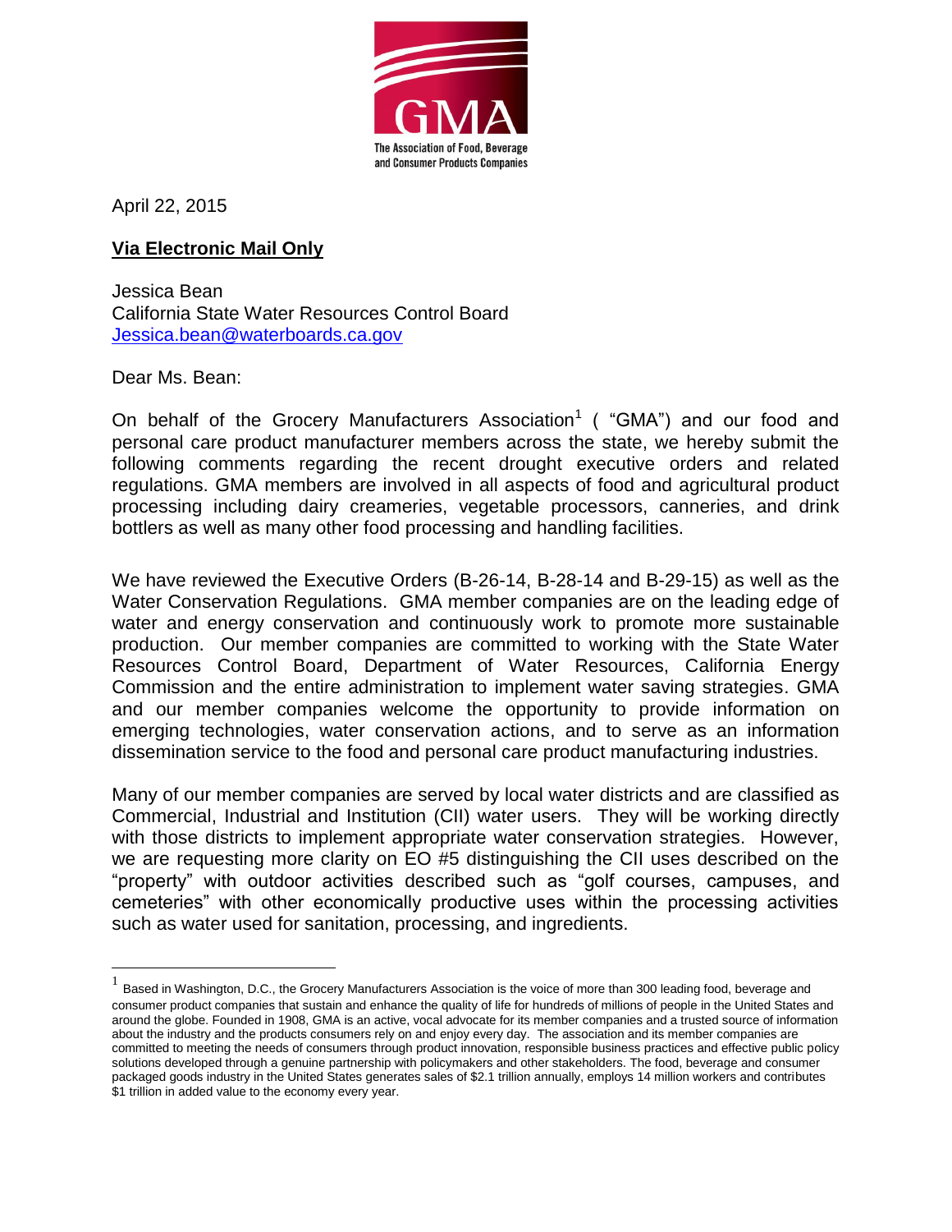GMA

The Association of Food, Beverage and Consumer Products Companies

April 22, 2015

**Via Electronic Mail Only**

Jessica Bean
California State Water Resources Control Board
Jessica.bean@waterboards.ca.gov

Dear Ms. Bean:

On behalf of the Grocery Manufacturers Association[1] ( "GMA") and our food and personal care product manufacturer members across the state, we hereby submit the following comments regarding the recent drought executive orders and related regulations. GMA members are involved in all aspects of food and agricultural product processing including dairy creameries, vegetable processors, canneries, and drink bottlers as well as many other food processing and handling facilities.

We have reviewed the Executive Orders (B-26-14, B-28-14 and B-29-15) as well as the Water Conservation Regulations. GMA member companies are on the leading edge of water and energy conservation and continuously work to promote more sustainable production. Our member companies are committed to working with the State Water Resources Control Board, Department of Water Resources, California Energy Commission and the entire administration to implement water saving strategies. GMA and our member companies welcome the opportunity to provide information on emerging technologies, water conservation actions, and to serve as an information dissemination service to the food and personal care product manufacturing industries.

Many of our member companies are served by local water districts and are classified as Commercial, Industrial and Institution (CII) water users. They will be working directly with those districts to implement appropriate water conservation strategies. However, we are requesting more clarity on EO #5 distinguishing the CII uses described on the "property" with outdoor activities described such as "golf courses, campuses, and cemeteries" with other economically productive uses within the processing activities such as water used for sanitation, processing, and ingredients.

---

[1] Based in Washington, D.C., the Grocery Manufacturers Association is the voice of more than 300 leading food, beverage and consumer product companies that sustain and enhance the quality of life for hundreds of millions of people in the United States and around the globe. Founded in 1908, GMA is an active, vocal advocate for its member companies and a trusted source of information about the industry and the products consumers rely on and enjoy every day. The association and its member companies are committed to meeting the needs of consumers through product innovation, responsible business practices and effective public policy solutions developed through a genuine partnership with policymakers and other stakeholders. The food, beverage and consumer packaged goods industry in the United States generates sales of $2.1 trillion annually, employs 14 million workers and contributes $1 trillion in added value to the economy every year.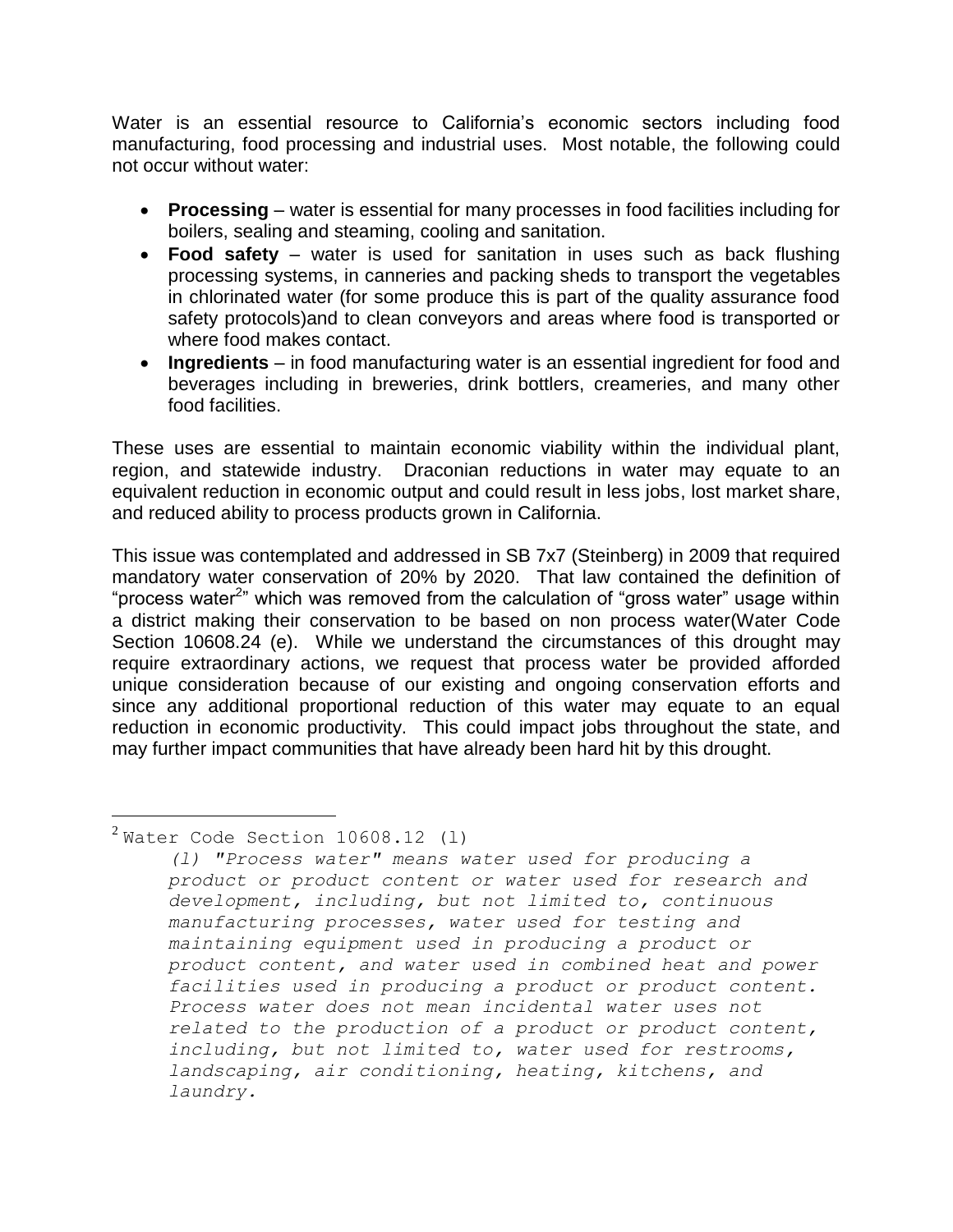Water is an essential resource to California's economic sectors including food manufacturing, food processing and industrial uses. Most notable, the following could not occur without water:

- **Processing** – water is essential for many processes in food facilities including for boilers, sealing and steaming, cooling and sanitation.
- **Food safety** – water is used for sanitation in uses such as back flushing processing systems, in canneries and packing sheds to transport the vegetables in chlorinated water (for some produce this is part of the quality assurance food safety protocols)and to clean conveyors and areas where food is transported or where food makes contact.
- **Ingredients** – in food manufacturing water is an essential ingredient for food and beverages including in breweries, drink bottlers, creameries, and many other food facilities.

These uses are essential to maintain economic viability within the individual plant, region, and statewide industry. Draconian reductions in water may equate to an equivalent reduction in economic output and could result in less jobs, lost market share, and reduced ability to process products grown in California.

This issue was contemplated and addressed in SB 7x7 (Steinberg) in 2009 that required mandatory water conservation of 20% by 2020. That law contained the definition of "process water[2]" which was removed from the calculation of "gross water" usage within a district making their conservation to be based on non process water(Water Code Section 10608.24 (e). While we understand the circumstances of this drought may require extraordinary actions, we request that process water be provided afforded unique consideration because of our existing and ongoing conservation efforts and since any additional proportional reduction of this water may equate to an equal reduction in economic productivity. This could impact jobs throughout the state, and may further impact communities that have already been hard hit by this drought.

---

[2] Water Code Section 10608.12 (l)

> *(l) "Process water" means water used for producing a product or product content or water used for research and development, including, but not limited to, continuous manufacturing processes, water used for testing and maintaining equipment used in producing a product or product content, and water used in combined heat and power facilities used in producing a product or product content. Process water does not mean incidental water uses not related to the production of a product or product content, including, but not limited to, water used for restrooms, landscaping, air conditioning, heating, kitchens, and laundry.*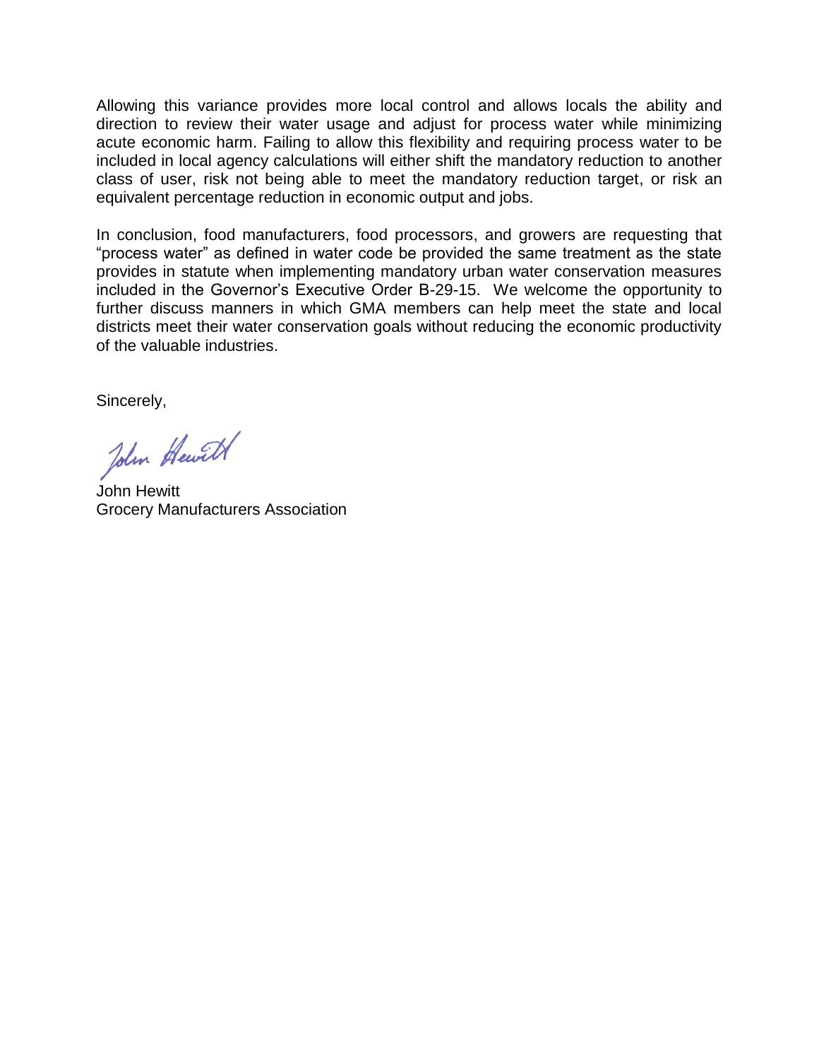Allowing this variance provides more local control and allows locals the ability and direction to review their water usage and adjust for process water while minimizing acute economic harm. Failing to allow this flexibility and requiring process water to be included in local agency calculations will either shift the mandatory reduction to another class of user, risk not being able to meet the mandatory reduction target, or risk an equivalent percentage reduction in economic output and jobs.

In conclusion, food manufacturers, food processors, and growers are requesting that "process water" as defined in water code be provided the same treatment as the state provides in statute when implementing mandatory urban water conservation measures included in the Governor's Executive Order B-29-15. We welcome the opportunity to further discuss manners in which GMA members can help meet the state and local districts meet their water conservation goals without reducing the economic productivity of the valuable industries.

Sincerely,

John Hewitt

John Hewitt
Grocery Manufacturers Association